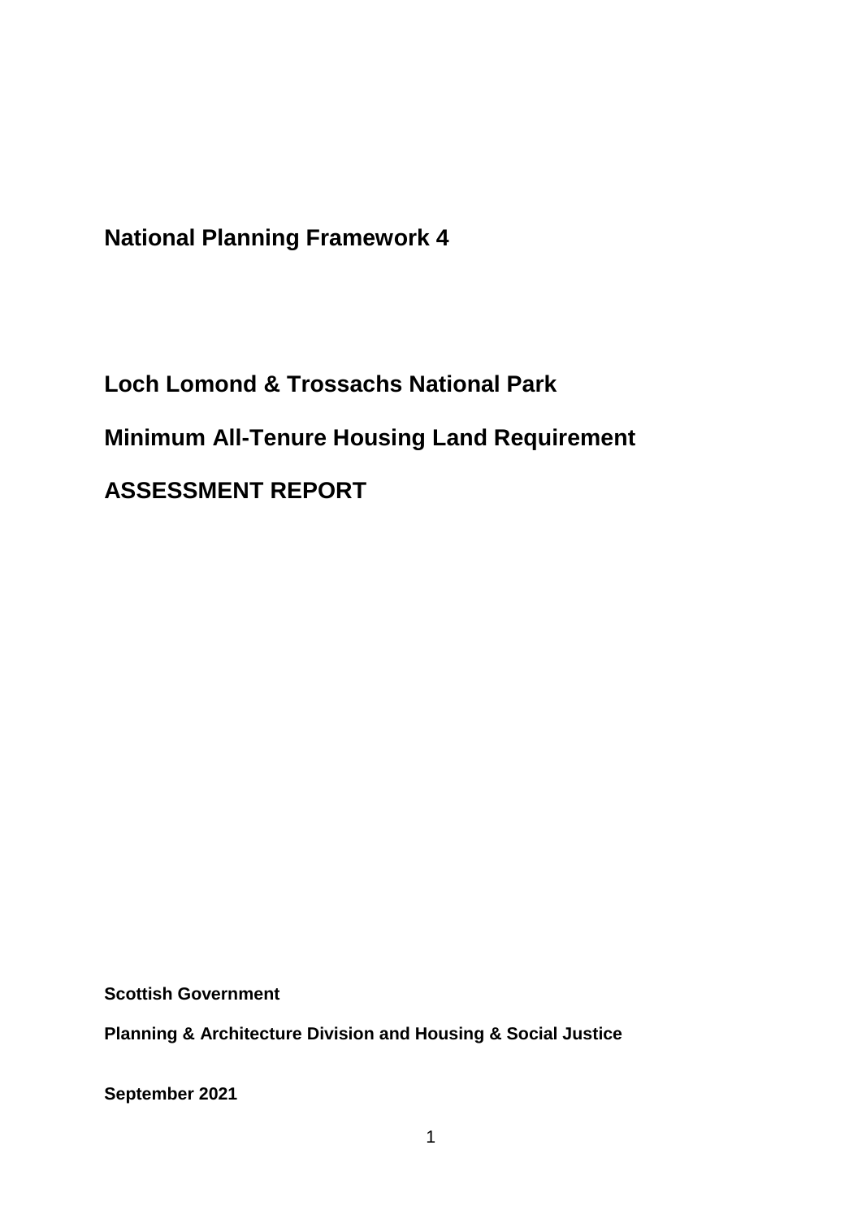# National Planning Framework 4

# Loch Lomond & Trossachs National Park

# Minimum All-Tenure Housing Land Requirement

# ASSESSMENT REPORT

**Scottish Government**

**Planning & Architecture Division and Housing & Social Justice**

**September 2021**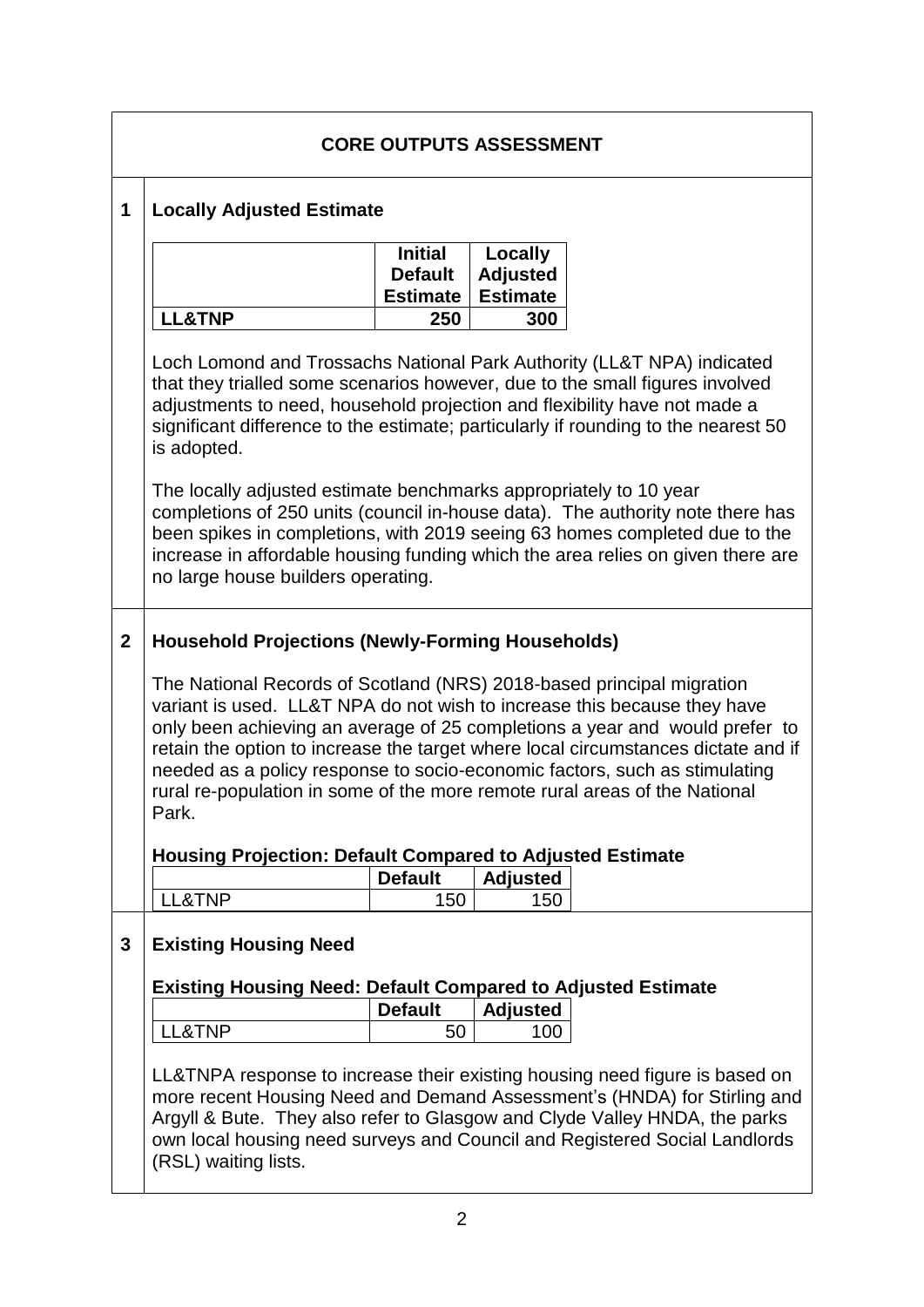## CORE OUTPUTS ASSESSMENT

### 1 Locally Adjusted Estimate

| | Initial Default Estimate | Locally Adjusted Estimate |
|---|---|---|
| **LL&TNP** | **250** | **300** |

Loch Lomond and Trossachs National Park Authority (LL&T NPA) indicated that they trialled some scenarios however, due to the small figures involved adjustments to need, household projection and flexibility have not made a significant difference to the estimate; particularly if rounding to the nearest 50 is adopted.

The locally adjusted estimate benchmarks appropriately to 10 year completions of 250 units (council in-house data). The authority note there has been spikes in completions, with 2019 seeing 63 homes completed due to the increase in affordable housing funding which the area relies on given there are no large house builders operating.

### 2 Household Projections (Newly-Forming Households)

The National Records of Scotland (NRS) 2018-based principal migration variant is used. LL&T NPA do not wish to increase this because they have only been achieving an average of 25 completions a year and would prefer to retain the option to increase the target where local circumstances dictate and if needed as a policy response to socio-economic factors, such as stimulating rural re-population in some of the more remote rural areas of the National Park.

**Housing Projection: Default Compared to Adjusted Estimate**

| | Default | Adjusted |
|---|---|---|
| LL&TNP | 150 | 150 |

### 3 Existing Housing Need

**Existing Housing Need: Default Compared to Adjusted Estimate**

| | Default | Adjusted |
|---|---|---|
| LL&TNP | 50 | 100 |

LL&TNPA response to increase their existing housing need figure is based on more recent Housing Need and Demand Assessment's (HNDA) for Stirling and Argyll & Bute. They also refer to Glasgow and Clyde Valley HNDA, the parks own local housing need surveys and Council and Registered Social Landlords (RSL) waiting lists.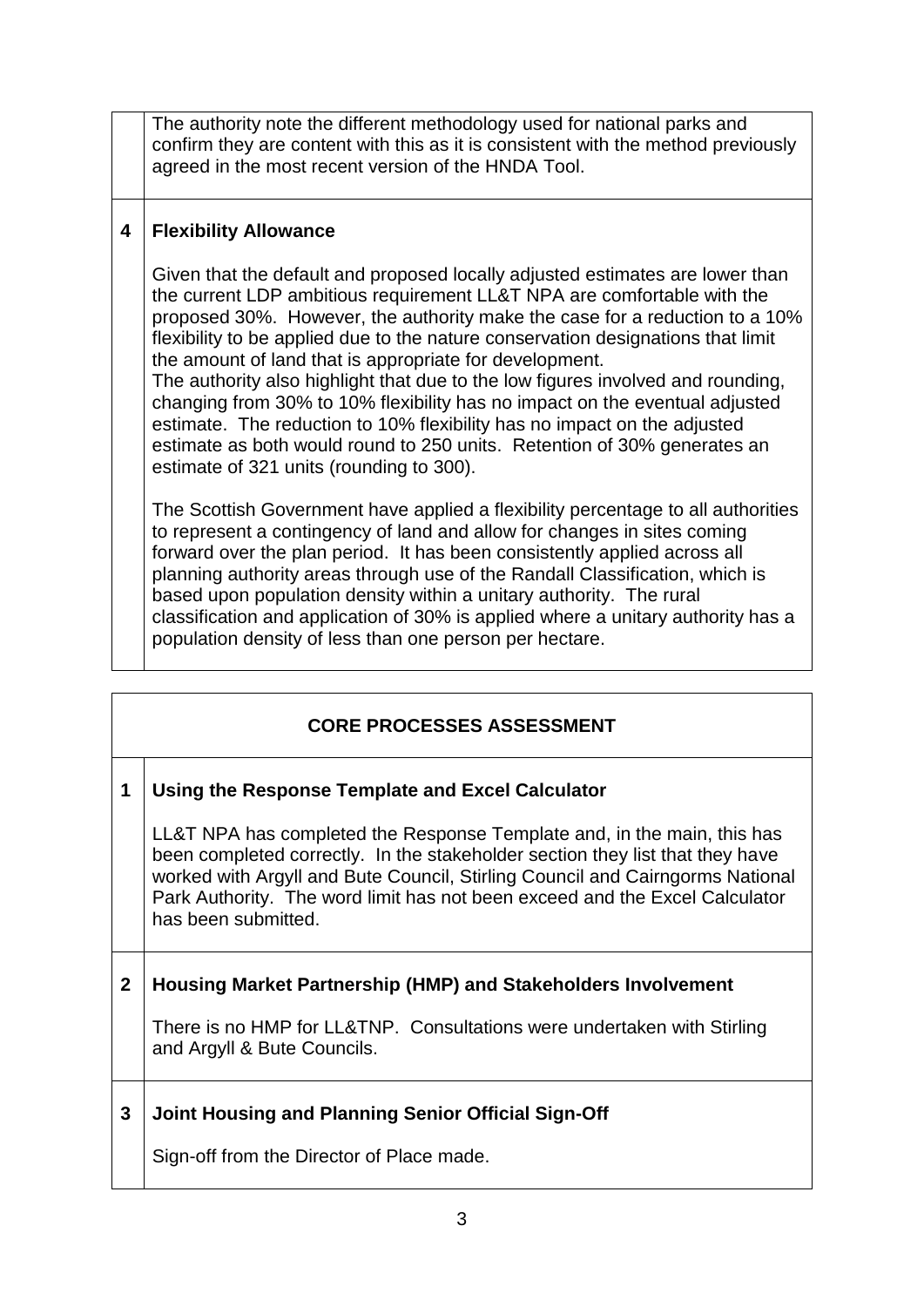| | |
|---|---|
| | The authority note the different methodology used for national parks and confirm they are content with this as it is consistent with the method previously agreed in the most recent version of the HNDA Tool. |
| **4** | **Flexibility Allowance**<br><br>Given that the default and proposed locally adjusted estimates are lower than the current LDP ambitious requirement LL&T NPA are comfortable with the proposed 30%. However, the authority make the case for a reduction to a 10% flexibility to be applied due to the nature conservation designations that limit the amount of land that is appropriate for development.<br>The authority also highlight that due to the low figures involved and rounding, changing from 30% to 10% flexibility has no impact on the eventual adjusted estimate. The reduction to 10% flexibility has no impact on the adjusted estimate as both would round to 250 units. Retention of 30% generates an estimate of 321 units (rounding to 300).<br><br>The Scottish Government have applied a flexibility percentage to all authorities to represent a contingency of land and allow for changes in sites coming forward over the plan period. It has been consistently applied across all planning authority areas through use of the Randall Classification, which is based upon population density within a unitary authority. The rural classification and application of 30% is applied where a unitary authority has a population density of less than one person per hectare. |

| **CORE PROCESSES ASSESSMENT** | |
|---|---|
| **1** | **Using the Response Template and Excel Calculator**<br><br>LL&T NPA has completed the Response Template and, in the main, this has been completed correctly. In the stakeholder section they list that they have worked with Argyll and Bute Council, Stirling Council and Cairngorms National Park Authority. The word limit has not been exceed and the Excel Calculator has been submitted. |
| **2** | **Housing Market Partnership (HMP) and Stakeholders Involvement**<br><br>There is no HMP for LL&TNP. Consultations were undertaken with Stirling and Argyll & Bute Councils. |
| **3** | **Joint Housing and Planning Senior Official Sign-Off**<br><br>Sign-off from the Director of Place made. |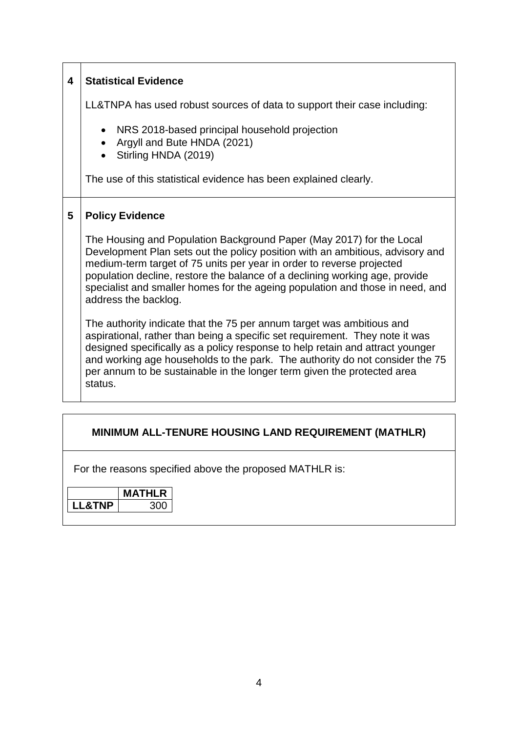## 4 Statistical Evidence

LL&TNPA has used robust sources of data to support their case including:

- NRS 2018-based principal household projection
- Argyll and Bute HNDA (2021)
- Stirling HNDA (2019)

The use of this statistical evidence has been explained clearly.

## 5 Policy Evidence

The Housing and Population Background Paper (May 2017) for the Local Development Plan sets out the policy position with an ambitious, advisory and medium-term target of 75 units per year in order to reverse projected population decline, restore the balance of a declining working age, provide specialist and smaller homes for the ageing population and those in need, and address the backlog.

The authority indicate that the 75 per annum target was ambitious and aspirational, rather than being a specific set requirement. They note it was designed specifically as a policy response to help retain and attract younger and working age households to the park. The authority do not consider the 75 per annum to be sustainable in the longer term given the protected area status.

## MINIMUM ALL-TENURE HOUSING LAND REQUIREMENT (MATHLR)

For the reasons specified above the proposed MATHLR is:

| | MATHLR |
|---|---|
| **LL&TNP** | 300 |